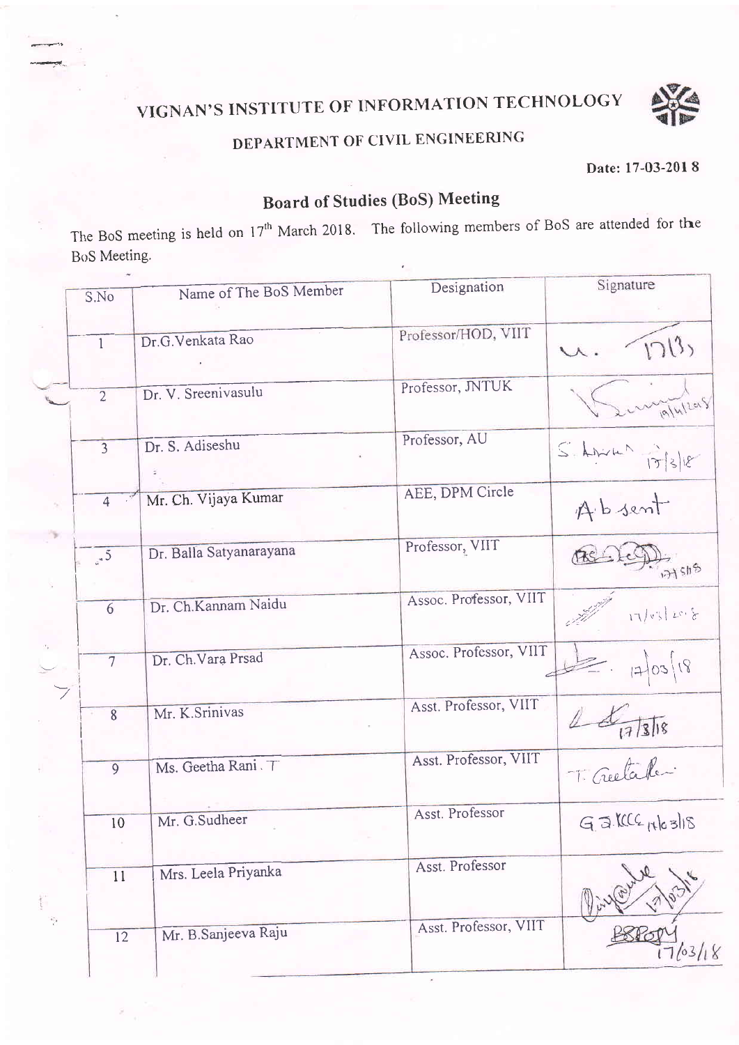# VIGNAN'S INSTITUTE OF INFORMATION TECHNOLOGY

## DEPARTMENT OF CIVIL ENGINEERING

Date: 17-03-2018

## Board of Studies (BoS) Meeting

The BoS meeting is held on 17th March 2018. The following members of BoS are attended for the BoS Meeting.

| S.No | Name of The BoS Member | Designation | Signature |
|---|---|---|---|
| 1 | Dr.G.Venkata Rao | Professor/HOD, VIIT | 17/3 |
| 2 | Dr. V. Sreenivasulu | Professor, JNTUK | 19/4/2018 |
| 3 | Dr. S. Adiseshu | Professor, AU | 17/3/18 |
| 4 | Mr. Ch. Vijaya Kumar | AEE, DPM Circle | Absent |
| 5 | Dr. Balla Satyanarayana | Professor, VIIT | 17/3/18 |
| 6 | Dr. Ch.Kannam Naidu | Assoc. Professor, VIIT | 17/03/2018 |
| 7 | Dr. Ch.Vara Prsad | Assoc. Professor, VIIT | 17/03/18 |
| 8 | Mr. K.Srinivas | Asst. Professor, VIIT | 17/3/18 |
| 9 | Ms. Geetha Rani . T | Asst. Professor, VIIT | T. Geetha Rani |
| 10 | Mr. G.Sudheer | Asst. Professor | 17/03/18 |
| 11 | Mrs. Leela Priyanka | Asst. Professor | 17/03/18 |
| 12 | Mr. B.Sanjeeva Raju | Asst. Professor, VIIT | 17/03/18 |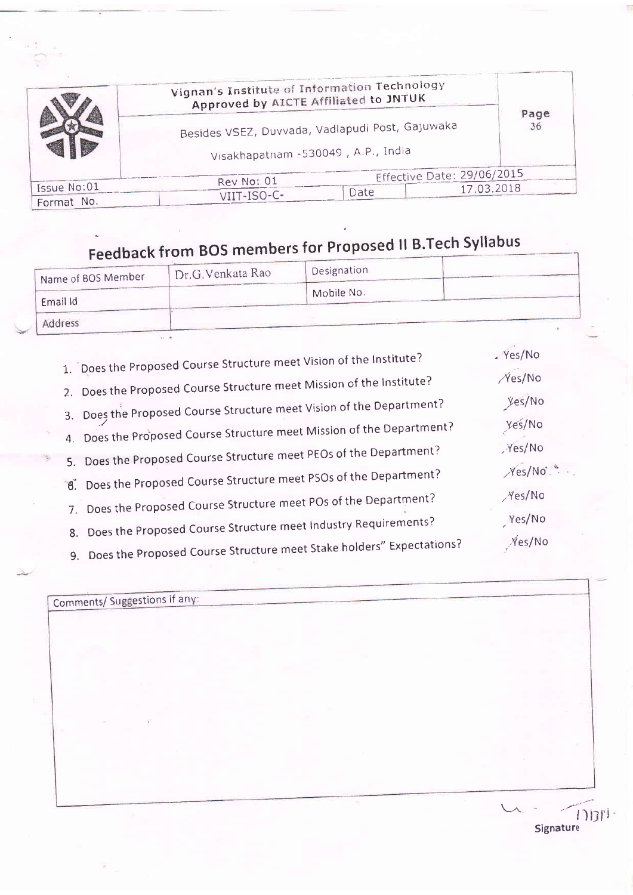| | Vignan's Institute of Information Technology<br>Approved by AICTE Affiliated to JNTUK | Page<br>36 |
|---|---|---|
| | Besides VSEZ, Duvvada, Vadlapudi Post, Gajuwaka<br>Visakhapatnam -530049 , A.P., India | |
| Issue No:01 | Rev No: 01 | Effective Date: 29/06/2015 |
| Format No. | VIIT-ISO-C- | Date 17.03.2018 |

## Feedback from BOS members for Proposed II B.Tech Syllabus

| Name of BOS Member | Dr.G.Venkata Rao | Designation | |
|---|---|---|---|
| Email Id | | Mobile No. | |
| Address | | | |

1. Does the Proposed Course Structure meet Vision of the Institute? Yes/No
2. Does the Proposed Course Structure meet Mission of the Institute? Yes/No
3. Does the Proposed Course Structure meet Vision of the Department? Yes/No
4. Does the Proposed Course Structure meet Mission of the Department? Yes/No
5. Does the Proposed Course Structure meet PEOs of the Department? Yes/No
6. Does the Proposed Course Structure meet PSOs of the Department? Yes/No
7. Does the Proposed Course Structure meet POs of the Department? Yes/No
8. Does the Proposed Course Structure meet Industry Requirements? Yes/No
9. Does the Proposed Course Structure meet Stake holders" Expectations? Yes/No

Comments/ Suggestions if any:

Signature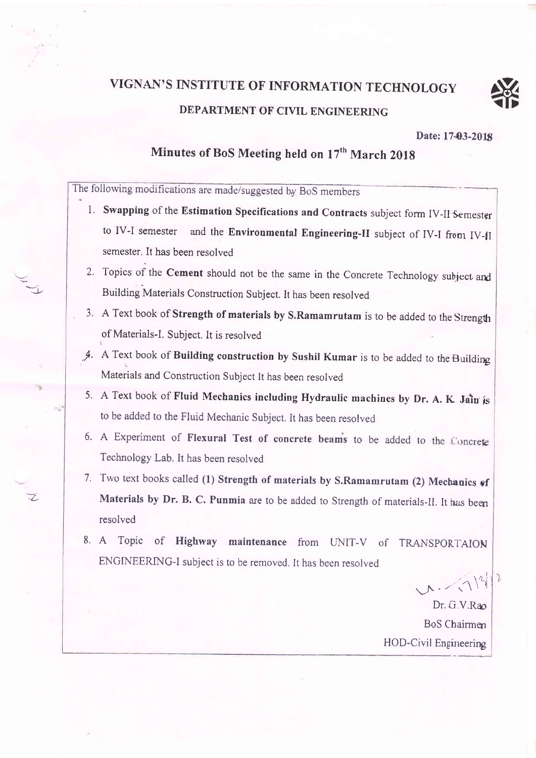# VIGNAN'S INSTITUTE OF INFORMATION TECHNOLOGY

## DEPARTMENT OF CIVIL ENGINEERING

**Date: 17-03-2018**

## Minutes of BoS Meeting held on 17th March 2018

The following modifications are made/suggested by BoS members

1. **Swapping** of the **Estimation Specifications and Contracts** subject form IV-II Semester to IV-I semester and the **Environmental Engineering-II** subject of IV-I from IV-II semester. It has been resolved
2. Topics of the **Cement** should not be the same in the Concrete Technology subject and Building Materials Construction Subject. It has been resolved
3. A Text book of **Strength of materials by S.Ramamrutam** is to be added to the Strength of Materials-I. Subject. It is resolved
4. A Text book of **Building construction by Sushil Kumar** is to be added to the Building Materials and Construction Subject It has been resolved
5. A Text book of **Fluid Mechanics including Hydraulic machines by Dr. A. K. Jain** is to be added to the Fluid Mechanic Subject. It has been resolved
6. A Experiment of **Flexural Test of concrete beams** to be added to the Concrete Technology Lab. It has been resolved
7. Two text books called **(1) Strength of materials by S.Ramamrutam (2) Mechanics of Materials by Dr. B. C. Punmia** are to be added to Strength of materials-II. It has been resolved
8. A Topic of **Highway maintenance** from UNIT-V of TRANSPORTAION ENGINEERING-I subject is to be removed. It has been resolved

Dr. G.V.Rao
BoS Chairmen
HOD-Civil Engineering